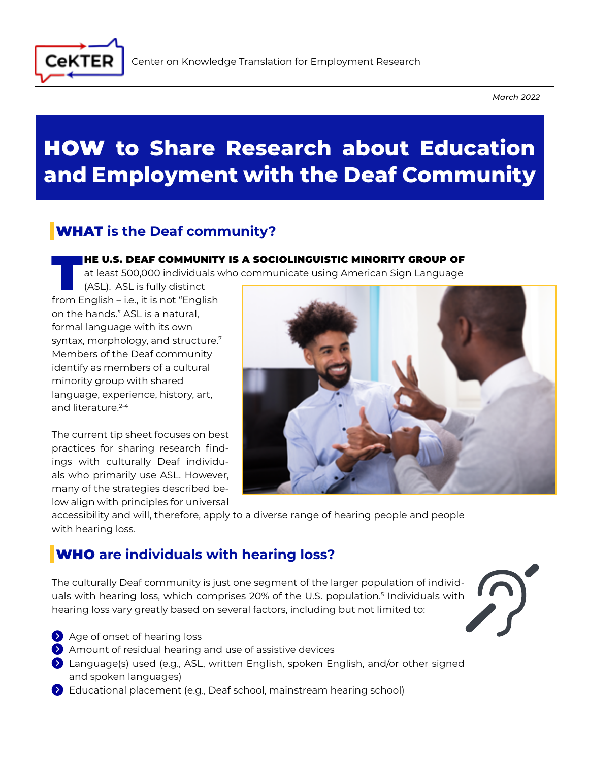CeKTER Center on Knowledge Translation for Employment Research

*March 2022*

# HOW to Share Research about Education and Employment with the Deaf Community

## WHAT is the Deaf community?

**THE U.S. DEAF COMMUNITY IS A SOCIOLINGUISTIC MINORITY GROUP OF** at least 500,000 individuals who communicate using American Sign Language (ASL).[1] ASL is fully distinct from English – i.e., it is not "English on the hands." ASL is a natural, formal language with its own syntax, morphology, and structure.[7] Members of the Deaf community identify as members of a cultural minority group with shared language, experience, history, art, and literature.[2-4]

The current tip sheet focuses on best practices for sharing research findings with culturally Deaf individuals who primarily use ASL. However, many of the strategies described below align with principles for universal accessibility and will, therefore, apply to a diverse range of hearing people and people with hearing loss.

## WHO are individuals with hearing loss?

The culturally Deaf community is just one segment of the larger population of individuals with hearing loss, which comprises 20% of the U.S. population.[5] Individuals with hearing loss vary greatly based on several factors, including but not limited to:

- Age of onset of hearing loss
- Amount of residual hearing and use of assistive devices
- Language(s) used (e.g., ASL, written English, spoken English, and/or other signed and spoken languages)
- Educational placement (e.g., Deaf school, mainstream hearing school)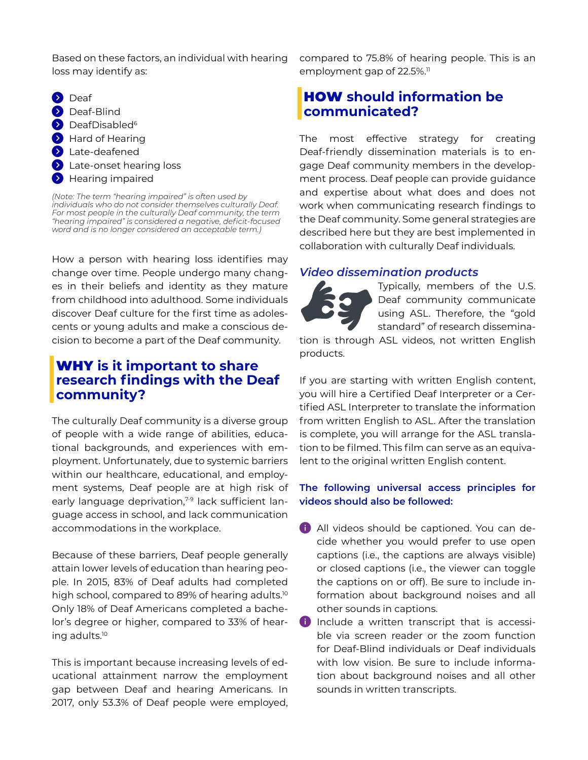Based on these factors, an individual with hearing loss may identify as:

- Deaf
- Deaf-Blind
- DeafDisabled[6]
- Hard of Hearing
- Late-deafened
- Late-onset hearing loss
- Hearing impaired

*(Note: The term "hearing impaired" is often used by individuals who do not consider themselves culturally Deaf. For most people in the culturally Deaf community, the term "hearing impaired" is considered a negative, deficit-focused word and is no longer considered an acceptable term.)*

How a person with hearing loss identifies may change over time. People undergo many changes in their beliefs and identity as they mature from childhood into adulthood. Some individuals discover Deaf culture for the first time as adolescents or young adults and make a conscious decision to become a part of the Deaf community.

## WHY is it important to share research findings with the Deaf community?

The culturally Deaf community is a diverse group of people with a wide range of abilities, educational backgrounds, and experiences with employment. Unfortunately, due to systemic barriers within our healthcare, educational, and employment systems, Deaf people are at high risk of early language deprivation,[7-9] lack sufficient language access in school, and lack communication accommodations in the workplace.

Because of these barriers, Deaf people generally attain lower levels of education than hearing people. In 2015, 83% of Deaf adults had completed high school, compared to 89% of hearing adults.[10] Only 18% of Deaf Americans completed a bachelor's degree or higher, compared to 33% of hearing adults.[10]

This is important because increasing levels of educational attainment narrow the employment gap between Deaf and hearing Americans. In 2017, only 53.3% of Deaf people were employed, compared to 75.8% of hearing people. This is an employment gap of 22.5%.[11]

## HOW should information be communicated?

The most effective strategy for creating Deaf-friendly dissemination materials is to engage Deaf community members in the development process. Deaf people can provide guidance and expertise about what does and does not work when communicating research findings to the Deaf community. Some general strategies are described here but they are best implemented in collaboration with culturally Deaf individuals.

### *Video dissemination products*

Typically, members of the U.S. Deaf community communicate using ASL. Therefore, the "gold standard" of research dissemination is through ASL videos, not written English products.

If you are starting with written English content, you will hire a Certified Deaf Interpreter or a Certified ASL Interpreter to translate the information from written English to ASL. After the translation is complete, you will arrange for the ASL translation to be filmed. This film can serve as an equivalent to the original written English content.

**The following universal access principles for videos should also be followed:**

- All videos should be captioned. You can decide whether you would prefer to use open captions (i.e., the captions are always visible) or closed captions (i.e., the viewer can toggle the captions on or off). Be sure to include information about background noises and all other sounds in captions.
- Include a written transcript that is accessible via screen reader or the zoom function for Deaf-Blind individuals or Deaf individuals with low vision. Be sure to include information about background noises and all other sounds in written transcripts.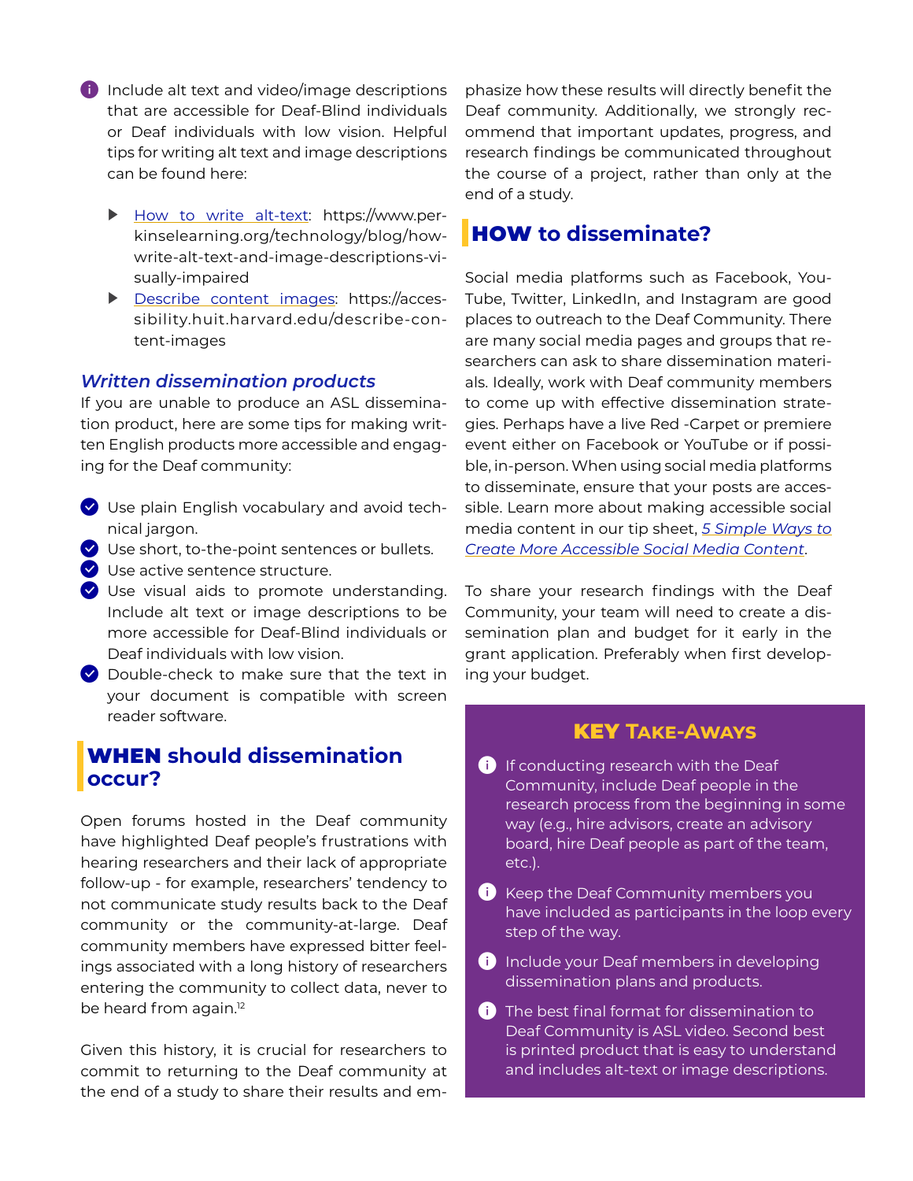- Include alt text and video/image descriptions that are accessible for Deaf-Blind individuals or Deaf individuals with low vision. Helpful tips for writing alt text and image descriptions can be found here:
  - [How to write alt-text](https://www.perkinselearning.org/technology/blog/how-write-alt-text-and-image-descriptions-visually-impaired): https://www.perkinselearning.org/technology/blog/how-write-alt-text-and-image-descriptions-visually-impaired
  - [Describe content images](https://accessibility.huit.harvard.edu/describe-content-images): https://accessibility.huit.harvard.edu/describe-content-images

### *Written dissemination products*

If you are unable to produce an ASL dissemination product, here are some tips for making written English products more accessible and engaging for the Deaf community:

- Use plain English vocabulary and avoid technical jargon.
- Use short, to-the-point sentences or bullets.
- Use active sentence structure.
- Use visual aids to promote understanding. Include alt text or image descriptions to be more accessible for Deaf-Blind individuals or Deaf individuals with low vision.
- Double-check to make sure that the text in your document is compatible with screen reader software.

## WHEN should dissemination occur?

Open forums hosted in the Deaf community have highlighted Deaf people's frustrations with hearing researchers and their lack of appropriate follow-up - for example, researchers' tendency to not communicate study results back to the Deaf community or the community-at-large. Deaf community members have expressed bitter feelings associated with a long history of researchers entering the community to collect data, never to be heard from again.[12]

Given this history, it is crucial for researchers to commit to returning to the Deaf community at the end of a study to share their results and emphasize how these results will directly benefit the Deaf community. Additionally, we strongly recommend that important updates, progress, and research findings be communicated throughout the course of a project, rather than only at the end of a study.

## HOW to disseminate?

Social media platforms such as Facebook, YouTube, Twitter, LinkedIn, and Instagram are good places to outreach to the Deaf Community. There are many social media pages and groups that researchers can ask to share dissemination materials. Ideally, work with Deaf community members to come up with effective dissemination strategies. Perhaps have a live Red -Carpet or premiere event either on Facebook or YouTube or if possible, in-person. When using social media platforms to disseminate, ensure that your posts are accessible. Learn more about making accessible social media content in our tip sheet, *5 Simple Ways to Create More Accessible Social Media Content*.

To share your research findings with the Deaf Community, your team will need to create a dissemination plan and budget for it early in the grant application. Preferably when first developing your budget.

### KEY TAKE-AWAYS

- If conducting research with the Deaf Community, include Deaf people in the research process from the beginning in some way (e.g., hire advisors, create an advisory board, hire Deaf people as part of the team, etc.).
- Keep the Deaf Community members you have included as participants in the loop every step of the way.
- Include your Deaf members in developing dissemination plans and products.
- The best final format for dissemination to Deaf Community is ASL video. Second best is printed product that is easy to understand and includes alt-text or image descriptions.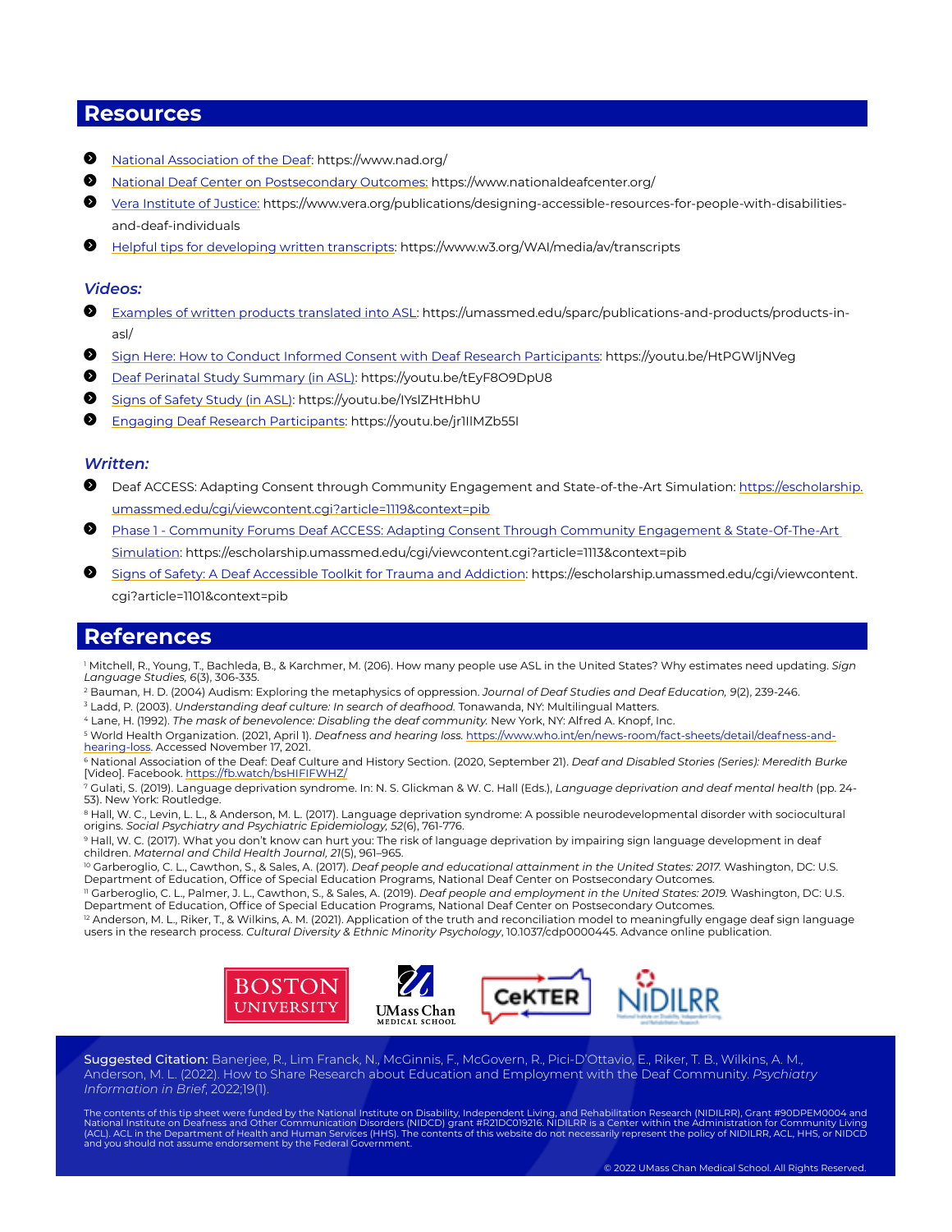## Resources

- National Association of the Deaf: https://www.nad.org/
- National Deaf Center on Postsecondary Outcomes: https://www.nationaldeafcenter.org/
- Vera Institute of Justice: https://www.vera.org/publications/designing-accessible-resources-for-people-with-disabilities-and-deaf-individuals
- Helpful tips for developing written transcripts: https://www.w3.org/WAI/media/av/transcripts

### *Videos:*

- Examples of written products translated into ASL: https://umassmed.edu/sparc/publications-and-products/products-in-asl/
- Sign Here: How to Conduct Informed Consent with Deaf Research Participants: https://youtu.be/HtPGWljNVeg
- Deaf Perinatal Study Summary (in ASL): https://youtu.be/tEyF8O9DpU8
- Signs of Safety Study (in ASL): https://youtu.be/IYslZHtHbhU
- Engaging Deaf Research Participants: https://youtu.be/jr1lIMZb55I

### *Written:*

- Deaf ACCESS: Adapting Consent through Community Engagement and State-of-the-Art Simulation: https://escholarship.umassmed.edu/cgi/viewcontent.cgi?article=1119&context=pib
- Phase 1 - Community Forums Deaf ACCESS: Adapting Consent Through Community Engagement & State-Of-The-Art Simulation: https://escholarship.umassmed.edu/cgi/viewcontent.cgi?article=1113&context=pib
- Signs of Safety: A Deaf Accessible Toolkit for Trauma and Addiction: https://escholarship.umassmed.edu/cgi/viewcontent.cgi?article=1101&context=pib

## References

[1] Mitchell, R., Young, T., Bachleda, B., & Karchmer, M. (206). How many people use ASL in the United States? Why estimates need updating. *Sign Language Studies, 6*(3), 306-335.

[2] Bauman, H. D. (2004) Audism: Exploring the metaphysics of oppression. *Journal of Deaf Studies and Deaf Education, 9*(2), 239-246.

[3] Ladd, P. (2003). *Understanding deaf culture: In search of deafhood.* Tonawanda, NY: Multilingual Matters.

[4] Lane, H. (1992). *The mask of benevolence: Disabling the deaf community.* New York, NY: Alfred A. Knopf, Inc.

[5] World Health Organization. (2021, April 1). *Deafness and hearing loss.* https://www.who.int/en/news-room/fact-sheets/detail/deafness-and-hearing-loss. Accessed November 17, 2021.

[6] National Association of the Deaf: Deaf Culture and History Section. (2020, September 21). *Deaf and Disabled Stories (Series): Meredith Burke* [Video]. Facebook. https://fb.watch/bsHIFIFWHZ/

[7] Gulati, S. (2019). Language deprivation syndrome. In: N. S. Glickman & W. C. Hall (Eds.), *Language deprivation and deaf mental health* (pp. 24-53). New York: Routledge.

[8] Hall, W. C., Levin, L. L., & Anderson, M. L. (2017). Language deprivation syndrome: A possible neurodevelopmental disorder with sociocultural origins. *Social Psychiatry and Psychiatric Epidemiology, 52*(6), 761-776.

[9] Hall, W. C. (2017). What you don't know can hurt you: The risk of language deprivation by impairing sign language development in deaf children. *Maternal and Child Health Journal, 21*(5), 961–965.

[10] Garberoglio, C. L., Cawthon, S., & Sales, A. (2017). *Deaf people and educational attainment in the United States: 2017.* Washington, DC: U.S. Department of Education, Office of Special Education Programs, National Deaf Center on Postsecondary Outcomes.

[11] Garberoglio, C. L., Palmer, J. L., Cawthon, S., & Sales, A. (2019). *Deaf people and employment in the United States: 2019.* Washington, DC: U.S. Department of Education, Office of Special Education Programs, National Deaf Center on Postsecondary Outcomes.

[12] Anderson, M. L., Riker, T., & Wilkins, A. M. (2021). Application of the truth and reconciliation model to meaningfully engage deaf sign language users in the research process. *Cultural Diversity & Ethnic Minority Psychology*, 10.1037/cdp0000445. Advance online publication.

**Suggested Citation:** Banerjee, R., Lim Franck, N., McGinnis, F., McGovern, R., Pici-D'Ottavio, E., Riker, T. B., Wilkins, A. M., Anderson, M. L. (2022). How to Share Research about Education and Employment with the Deaf Community. *Psychiatry Information in Brief*, 2022;19(1).

The contents of this tip sheet were funded by the National Institute on Disability, Independent Living, and Rehabilitation Research (NIDILRR), Grant #90DPEM0004 and National Institute on Deafness and Other Communication Disorders (NIDCD) grant #R21DC019216. NIDILRR is a Center within the Administration for Community Living (ACL). ACL in the Department of Health and Human Services (HHS). The contents of this website do not necessarily represent the policy of NIDILRR, ACL, HHS, or NIDCD and you should not assume endorsement by the Federal Government.

© 2022 UMass Chan Medical School. All Rights Reserved.